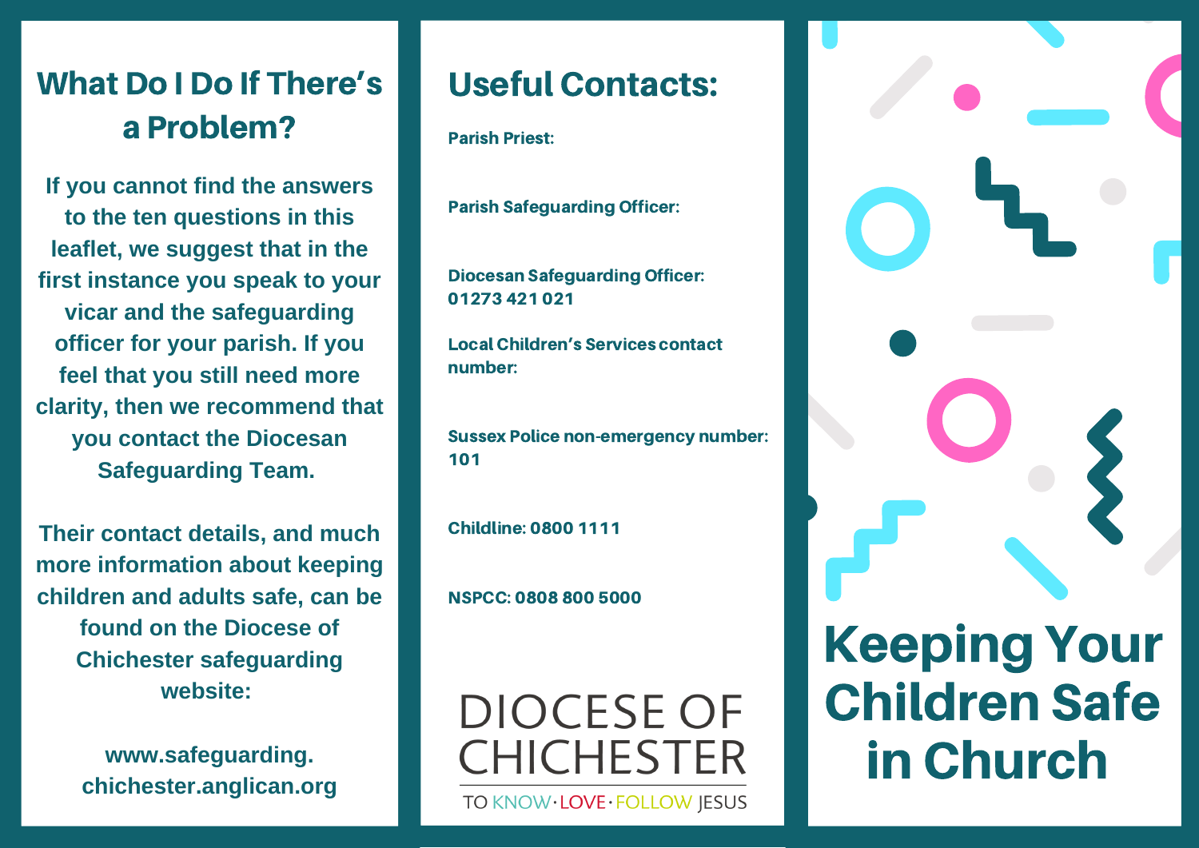## What Do I Do If There's a Problem?

**If you cannot find the answers to the ten questions in this leaflet, we suggest that in the first instance you speak to your vicar and the safeguarding officer for your parish. If you feel that you still need more clarity, then we recommend that you contact the Diocesan Safeguarding Team.**

**Their contact details, and much more information about keeping children and adults safe, can be found on the Diocese of Chichester safeguarding website:**

**www.safeguarding.chichester.anglican.org**

## Useful Contacts:

**Parish Priest:**

**Parish Safeguarding Officer:**

**Diocesan Safeguarding Officer: 01273 421 021**

**Local Children's Services contact number:**

**Sussex Police non-emergency number: 101**

**Childline: 0800 1111**

**NSPCC: 0808 800 5000**

DIOCESE OF CHICHESTER

TO KNOW · LOVE · FOLLOW JESUS

# Keeping Your Children Safe in Church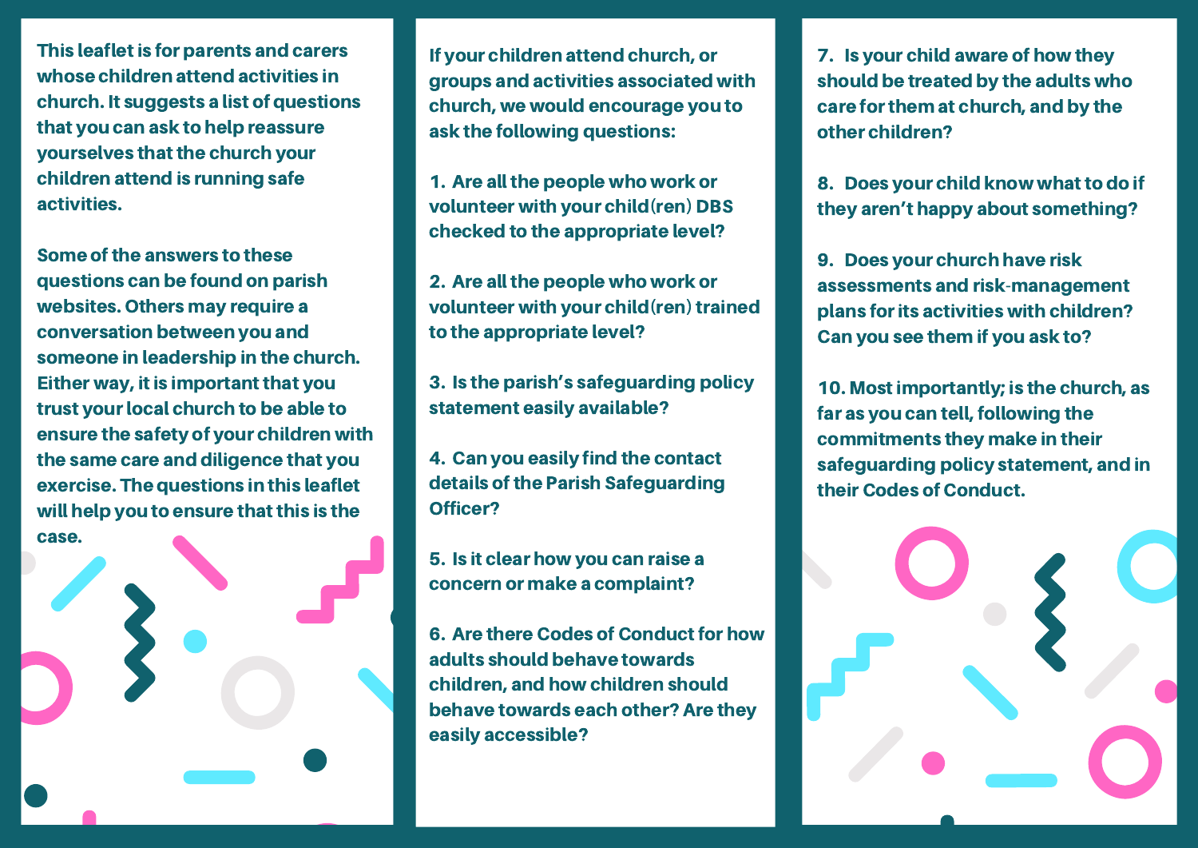This leaflet is for parents and carers whose children attend activities in church. It suggests a list of questions that you can ask to help reassure yourselves that the church your children attend is running safe activities.

Some of the answers to these questions can be found on parish websites. Others may require a conversation between you and someone in leadership in the church. Either way, it is important that you trust your local church to be able to ensure the safety of your children with the same care and diligence that you exercise. The questions in this leaflet will help you to ensure that this is the case.

If your children attend church, or groups and activities associated with church, we would encourage you to ask the following questions:

1. Are all the people who work or volunteer with your child(ren) DBS checked to the appropriate level?

2. Are all the people who work or volunteer with your child(ren) trained to the appropriate level?

3. Is the parish's safeguarding policy statement easily available?

4. Can you easily find the contact details of the Parish Safeguarding Officer?

5. Is it clear how you can raise a concern or make a complaint?

6. Are there Codes of Conduct for how adults should behave towards children, and how children should behave towards each other? Are they easily accessible?

7. Is your child aware of how they should be treated by the adults who care for them at church, and by the other children?

8. Does your child know what to do if they aren't happy about something?

9. Does your church have risk assessments and risk-management plans for its activities with children? Can you see them if you ask to?

10. Most importantly; is the church, as far as you can tell, following the commitments they make in their safeguarding policy statement, and in their Codes of Conduct.